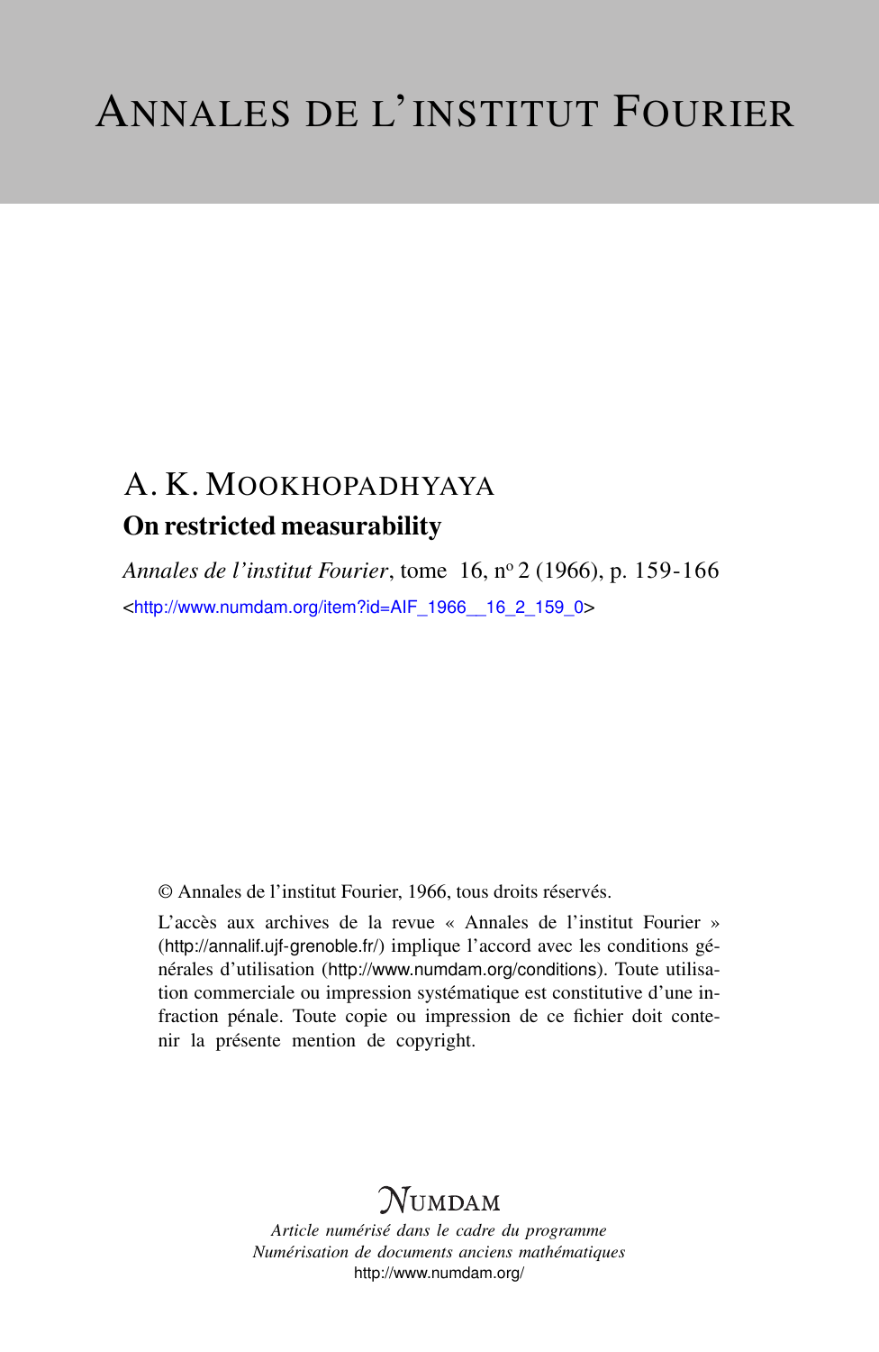# Annales de l'institut Fourier

A. K. Mookhopadhyaya

## On restricted measurability

*Annales de l'institut Fourier*, tome 16, nº 2 (1966), p. 159-166

<http://www.numdam.org/item?id=AIF_1966__16_2_159_0>

© Annales de l'institut Fourier, 1966, tous droits réservés.

L'accès aux archives de la revue « Annales de l'institut Fourier » (http://annalif.ujf-grenoble.fr/) implique l'accord avec les conditions générales d'utilisation (http://www.numdam.org/conditions). Toute utilisation commerciale ou impression systématique est constitutive d'une infraction pénale. Toute copie ou impression de ce fichier doit contenir la présente mention de copyright.

NUMDAM

*Article numérisé dans le cadre du programme*
*Numérisation de documents anciens mathématiques*
http://www.numdam.org/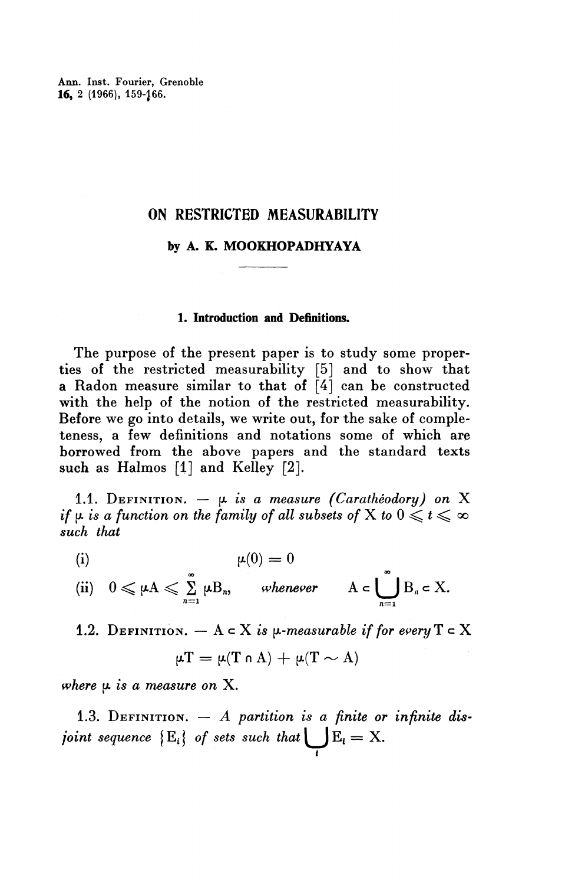# ON RESTRICTED MEASURABILITY

**by A. K. MOOKHOPADHYAYA**

## 1. Introduction and Definitions.

The purpose of the present paper is to study some properties of the restricted measurability [5] and to show that a Radon measure similar to that of [4] can be constructed with the help of the notion of the restricted measurability. Before we go into details, we write out, for the sake of completeness, a few definitions and notations some of which are borrowed from the above papers and the standard texts such as Halmos [1] and Kelley [2].

1.1. Definition. — *$\mu$ is a measure (Carathéodory) on X if $\mu$ is a function on the family of all subsets of X to $0 \leqslant t \leqslant \infty$ such that*

(i) $$\mu(0) = 0$$

(ii) $$0 \leqslant \mu A \leqslant \sum_{n=1}^{\infty} \mu B_n, \quad \textit{whenever} \quad A \subset \bigcup_{n=1}^{\infty} B_n \subset X.$$

1.2. Definition. — *$A \subset X$ is $\mu$-measurable if for every $T \subset X$*

$$\mu T = \mu(T \cap A) + \mu(T \sim A)$$

*where $\mu$ is a measure on X.*

1.3. Definition. — *A partition is a finite or infinite disjoint sequence $\{E_i\}$ of sets such that $\bigcup_i E_i = X$.*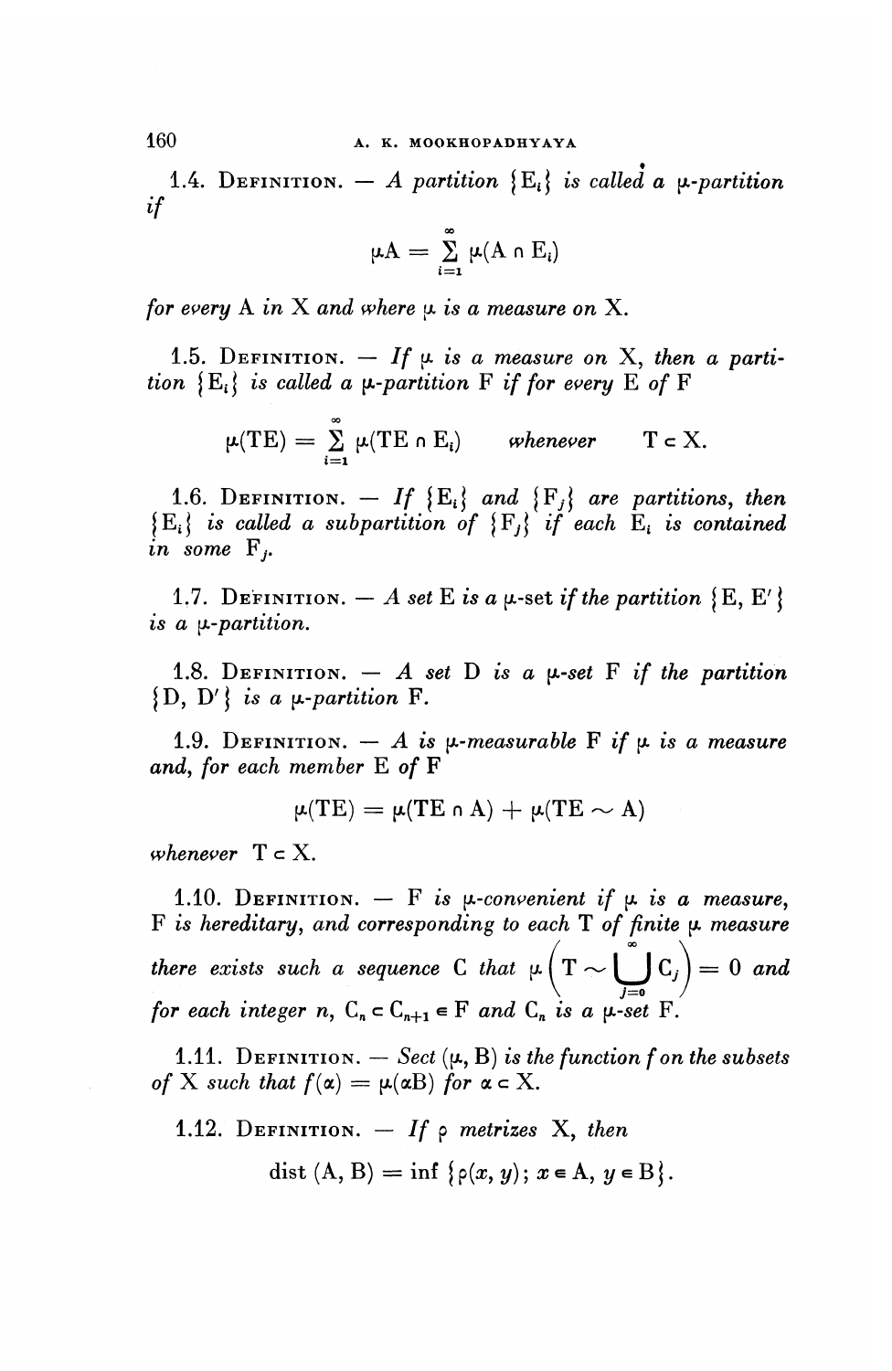1.4. Definition. — *A partition* $\{E_i\}$ *is called a* $\mu$*-partition if*

$$\mu A = \sum_{i=1}^{\infty} \mu(A \cap E_i)$$

*for every* A *in* X *and where* $\mu$ *is a measure on* X.

1.5. Definition. — *If* $\mu$ *is a measure on* X, *then a partition* $\{E_i\}$ *is called a* $\mu$*-partition* F *if for every* E *of* F

$$\mu(TE) = \sum_{i=1}^{\infty} \mu(TE \cap E_i) \qquad \textit{whenever} \qquad T \subset X.$$

1.6. Definition. — *If* $\{E_i\}$ *and* $\{F_j\}$ *are partitions, then* $\{E_i\}$ *is called a subpartition of* $\{F_j\}$ *if each* $E_i$ *is contained in some* $F_j$.

1.7. Definition. — *A set* E *is a* $\mu$-set *if the partition* $\{E, E'\}$ *is a* $\mu$*-partition.*

1.8. Definition. — *A set* D *is a* $\mu$*-set* F *if the partition* $\{D, D'\}$ *is a* $\mu$*-partition* F.

1.9. Definition. — A *is* $\mu$*-measurable* F *if* $\mu$ *is a measure and, for each member* E *of* F

$$\mu(TE) = \mu(TE \cap A) + \mu(TE \sim A)$$

*whenever* $T \subset X$.

1.10. Definition. — F *is* $\mu$*-convenient if* $\mu$ *is a measure,* F *is hereditary, and corresponding to each* T *of finite* $\mu$ *measure there exists such a sequence* C *that* $\mu\left(T \sim \bigcup_{j=0}^{\infty} C_j\right) = 0$ *and for each integer* $n$, $C_n \subset C_{n+1} \in F$ *and* $C_n$ *is a* $\mu$*-set* F.

1.11. Definition. — *Sect* $(\mu, B)$ *is the function* $f$ *on the subsets of* X *such that* $f(\alpha) = \mu(\alpha B)$ *for* $\alpha \subset X$.

1.12. Definition. — *If* $\rho$ *metrizes* X, *then*

$$\text{dist}\,(A, B) = \inf\,\{\rho(x, y);\, x \in A,\, y \in B\}.$$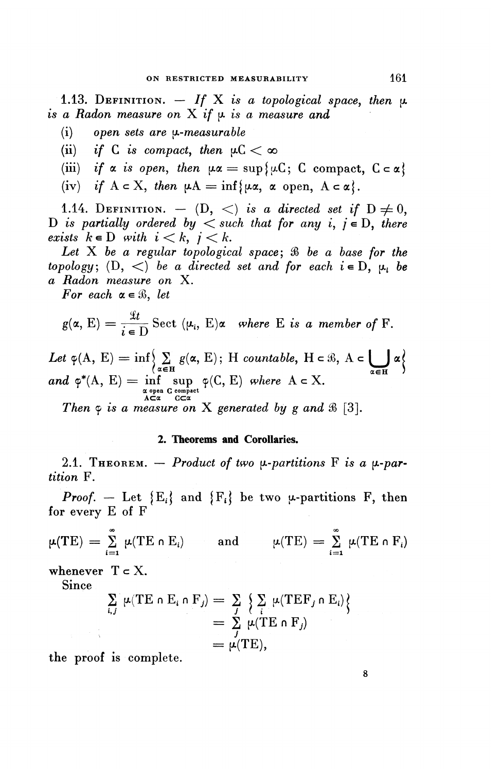1.13. Definition. — *If X is a topological space, then μ is a Radon measure on X if μ is a measure and*

(i) *open sets are μ-measurable*

(ii) *if C is compact, then* $\mu C < \infty$

(iii) *if α is open, then* $\mu\alpha = \sup\{\mu C;\ C \text{ compact},\ C \subset \alpha\}$

(iv) *if* $A \subset X$, *then* $\mu A = \inf\{\mu\alpha,\ \alpha \text{ open},\ A \subset \alpha\}$.

1.14. Definition. — *(D, <) is a directed set if* $D \neq 0$, *D is partially ordered by < such that for any* $i, j \in D$, *there exists* $k \in D$ *with* $i < k$, $j < k$.

*Let X be a regular topological space; $\mathcal{B}$ be a base for the topology; (D, <) be a directed set and for each* $i \in D$, $\mu_i$ *be a Radon measure on X.*

*For each* $\alpha \in \mathcal{B}$, *let*

$$g(\alpha, E) = \underset{i \in D}{\mathcal{L}t}\ \text{Sect}\ (\mu_i, E)\alpha \quad \text{where E is a member of F.}$$

*Let* $\varphi(A, E) = \inf\left\{ \sum_{\alpha \in H} g(\alpha, E);\ H \text{ countable},\ H \subset \mathcal{B},\ A \subset \bigcup_{\alpha \in H} \alpha \right\}$ *and* $\varphi^*(A, E) = \inf_{\substack{\alpha \text{ open} \\ A \subset \alpha}} \sup_{\substack{C \text{ compact} \\ C \subset \alpha}} \varphi(C, E)$ *where* $A \subset X$.

*Then φ is a measure on X generated by g and $\mathcal{B}$* [3].

## 2. Theorems and Corollaries.

2.1. Theorem. — *Product of two μ-partitions F is a μ-partition F.*

*Proof.* — Let $\{E_i\}$ and $\{F_i\}$ be two μ-partitions F, then for every E of F

$$\mu(TE) = \sum_{i=1}^{\infty} \mu(TE \cap E_i) \qquad \text{and} \qquad \mu(TE) = \sum_{i=1}^{\infty} \mu(TE \cap F_i)$$

whenever $T \subset X$.

Since

$$\begin{aligned} \sum_{i,j} \mu(TE \cap E_i \cap F_j) &= \sum_j \left\{ \sum_i \mu(TEF_j \cap E_i) \right\} \\ &= \sum_j \mu(TE \cap F_j) \\ &= \mu(TE), \end{aligned}$$

the proof is complete.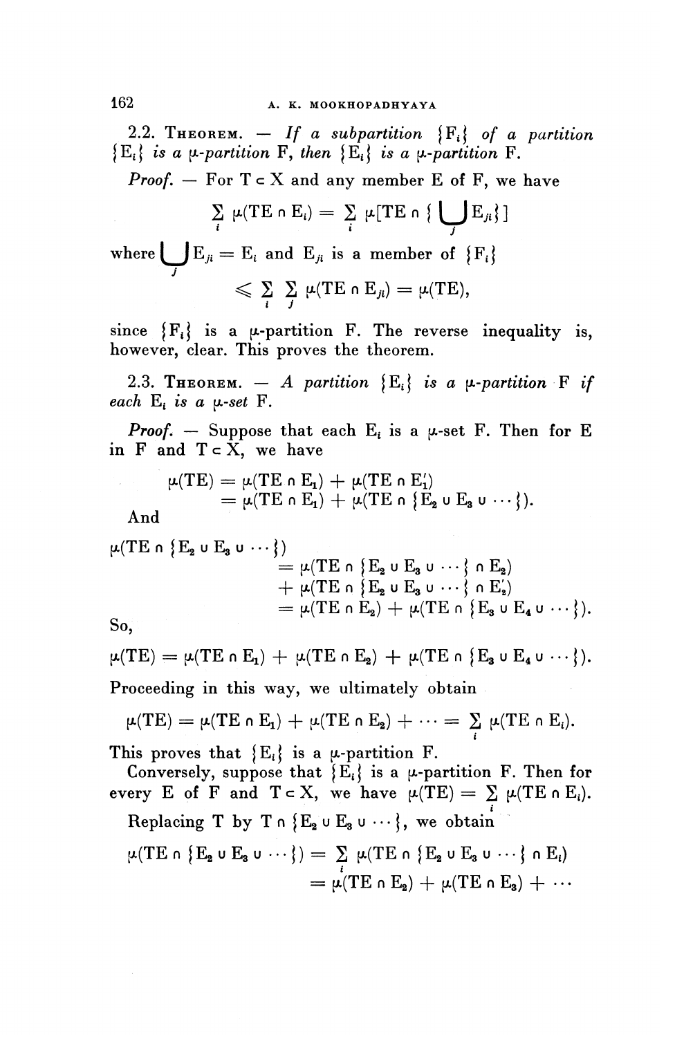2.2. Theorem. — *If a subpartition* $\{F_i\}$ *of a partition* $\{E_i\}$ *is a* $\mu$*-partition* F, *then* $\{E_i\}$ *is a* $\mu$*-partition* F.

*Proof.* — For $T \subset X$ and any member E of F, we have

$$\sum_i \mu(TE \cap E_i) = \sum_i \mu[TE \cap \{\bigcup_j E_{ji}\}]$$

where $\bigcup_j E_{ji} = E_i$ and $E_{ji}$ is a member of $\{F_i\}$

$$\leqslant \sum_i \sum_j \mu(TE \cap E_{ji}) = \mu(TE),$$

since $\{F_i\}$ is a $\mu$-partition F. The reverse inequality is, however, clear. This proves the theorem.

2.3. Theorem. — *A partition* $\{E_i\}$ *is a* $\mu$*-partition* F *if each* $E_i$ *is a* $\mu$*-set* F.

*Proof.* — Suppose that each $E_i$ is a $\mu$-set F. Then for E in F and $T \subset X$, we have

$$\begin{aligned}\mu(TE) &= \mu(TE \cap E_1) + \mu(TE \cap E_1') \\ &= \mu(TE \cap E_1) + \mu(TE \cap \{E_2 \cup E_3 \cup \cdots\}).\end{aligned}$$

And

$$\begin{aligned}\mu(TE \cap \{E_2 \cup E_3 \cup \cdots\}) &= \mu(TE \cap \{E_2 \cup E_3 \cup \cdots\} \cap E_2) \\ &\quad + \mu(TE \cap \{E_2 \cup E_3 \cup \cdots\} \cap E_2') \\ &= \mu(TE \cap E_2) + \mu(TE \cap \{E_3 \cup E_4 \cup \cdots\}).\end{aligned}$$

So,

$$\mu(TE) = \mu(TE \cap E_1) + \mu(TE \cap E_2) + \mu(TE \cap \{E_3 \cup E_4 \cup \cdots\}).$$

Proceeding in this way, we ultimately obtain

$$\mu(TE) = \mu(TE \cap E_1) + \mu(TE \cap E_2) + \cdots = \sum_i \mu(TE \cap E_i).$$

This proves that $\{E_i\}$ is a $\mu$-partition F.

Conversely, suppose that $\{E_i\}$ is a $\mu$-partition F. Then for every E of F and $T \subset X$, we have $\mu(TE) = \sum_i \mu(TE \cap E_i)$.

Replacing T by $T \cap \{E_2 \cup E_3 \cup \cdots\}$, we obtain

$$\begin{aligned}\mu(TE \cap \{E_2 \cup E_3 \cup \cdots\}) &= \sum_i \mu(TE \cap \{E_2 \cup E_3 \cup \cdots\} \cap E_i) \\ &= \mu(TE \cap E_2) + \mu(TE \cap E_3) + \cdots\end{aligned}$$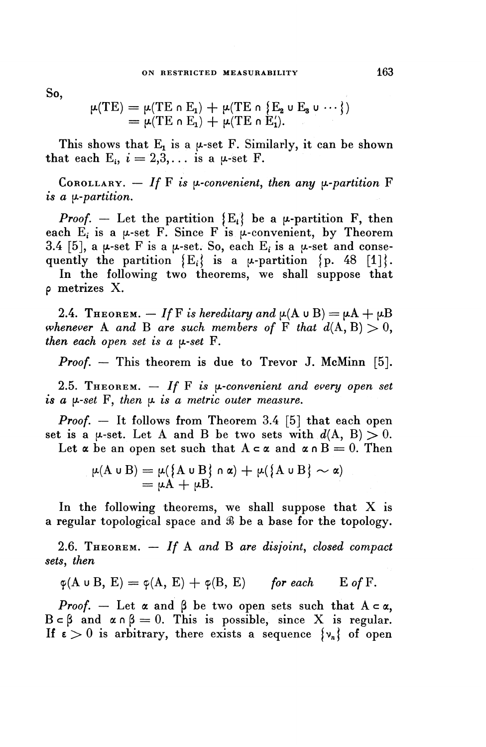So,

$$\mu(TE) = \mu(TE \cap E_1) + \mu(TE \cap \{E_2 \cup E_3 \cup \cdots\})$$
$$= \mu(TE \cap E_1) + \mu(TE \cap E_1').$$

This shows that $E_1$ is a $\mu$-set F. Similarly, it can be shown that each $E_i$, $i = 2,3,\ldots$ is a $\mu$-set F.

COROLLARY. — *If* F *is* $\mu$-*convenient, then any* $\mu$-*partition* F *is a* $\mu$-*partition.*

*Proof.* — Let the partition $\{E_i\}$ be a $\mu$-partition F, then each $E_i$ is a $\mu$-set F. Since F is $\mu$-convenient, by Theorem 3.4 [5], a $\mu$-set F is a $\mu$-set. So, each $E_i$ is a $\mu$-set and consequently the partition $\{E_i\}$ is a $\mu$-partition {p. 48 [1]}.

In the following two theorems, we shall suppose that $\rho$ metrizes X.

2.4. THEOREM. — *If* F *is hereditary and* $\mu(A \cup B) = \mu A + \mu B$ *whenever* A *and* B *are such members of* F *that* $d(A, B) > 0$, *then each open set is a* $\mu$-*set* F.

*Proof.* — This theorem is due to Trevor J. McMinn [5].

2.5. THEOREM. — *If* F *is* $\mu$-*convenient and every open set is a* $\mu$-*set* F, *then* $\mu$ *is a metric outer measure.*

*Proof.* — It follows from Theorem 3.4 [5] that each open set is a $\mu$-set. Let A and B be two sets with $d(A, B) > 0$. Let $\alpha$ be an open set such that $A \subset \alpha$ and $\alpha \cap B = 0$. Then

$$\mu(A \cup B) = \mu(\{A \cup B\} \cap \alpha) + \mu(\{A \cup B\} \sim \alpha)$$
$$= \mu A + \mu B.$$

In the following theorems, we shall suppose that X is a regular topological space and $\mathcal{B}$ be a base for the topology.

2.6. THEOREM. — *If* A *and* B *are disjoint, closed compact sets, then*

$$\varphi(A \cup B, E) = \varphi(A, E) + \varphi(B, E) \qquad \textit{for each} \qquad E \textit{ of } F.$$

*Proof.* — Let $\alpha$ and $\beta$ be two open sets such that $A \subset \alpha$, $B \subset \beta$ and $\alpha \cap \beta = 0$. This is possible, since X is regular. If $\varepsilon > 0$ is arbitrary, there exists a sequence $\{\nu_n\}$ of open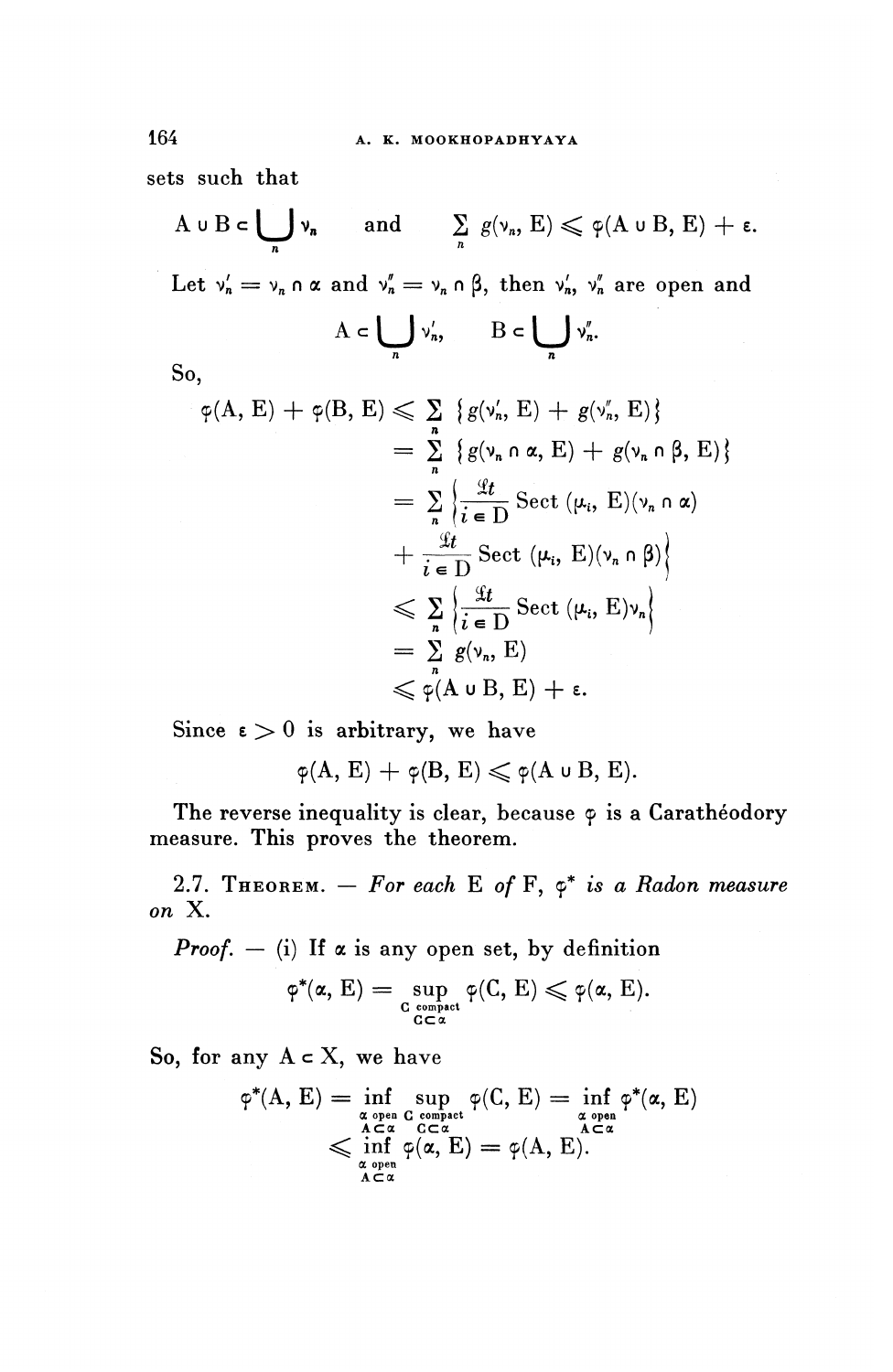sets such that

$$A \cup B \subset \bigcup_n \nu_n \quad \text{and} \quad \sum_n g(\nu_n, E) \leqslant \varphi(A \cup B, E) + \varepsilon.$$

Let $\nu'_n = \nu_n \cap \alpha$ and $\nu''_n = \nu_n \cap \beta$, then $\nu'_n$, $\nu''_n$ are open and

$$A \subset \bigcup_n \nu'_n, \qquad B \subset \bigcup_n \nu''_n.$$

So,

$$\begin{aligned}
\varphi(A, E) + \varphi(B, E) &\leqslant \sum_n \{g(\nu'_n, E) + g(\nu''_n, E)\} \\
&= \sum_n \{g(\nu_n \cap \alpha, E) + g(\nu_n \cap \beta, E)\} \\
&= \sum_n \left\{ \underset{i \in D}{\mathfrak{L}t} \operatorname{Sect}(\mu_i, E)(\nu_n \cap \alpha) \right. \\
&\quad \left. + \underset{i \in D}{\mathfrak{L}t} \operatorname{Sect}(\mu_i, E)(\nu_n \cap \beta) \right\} \\
&\leqslant \sum_n \left\{ \underset{i \in D}{\mathfrak{L}t} \operatorname{Sect}(\mu_i, E)\nu_n \right\} \\
&= \sum_n g(\nu_n, E) \\
&\leqslant \varphi(A \cup B, E) + \varepsilon.
\end{aligned}$$

Since $\varepsilon > 0$ is arbitrary, we have

$$\varphi(A, E) + \varphi(B, E) \leqslant \varphi(A \cup B, E).$$

The reverse inequality is clear, because $\varphi$ is a Carathéodory measure. This proves the theorem.

2.7. Theorem. — *For each* E *of* F, $\varphi^*$ *is a Radon measure on* X.

*Proof.* — (i) If $\alpha$ is any open set, by definition

$$\varphi^*(\alpha, E) = \sup_{\substack{C \text{ compact} \\ C \subset \alpha}} \varphi(C, E) \leqslant \varphi(\alpha, E).$$

So, for any $A \subset X$, we have

$$\begin{aligned}
\varphi^*(A, E) &= \inf_{\substack{\alpha \text{ open} \\ A \subset \alpha}} \sup_{\substack{C \text{ compact} \\ C \subset \alpha}} \varphi(C, E) = \inf_{\substack{\alpha \text{ open} \\ A \subset \alpha}} \varphi^*(\alpha, E) \\
&\leqslant \inf_{\substack{\alpha \text{ open} \\ A \subset \alpha}} \varphi(\alpha, E) = \varphi(A, E).
\end{aligned}$$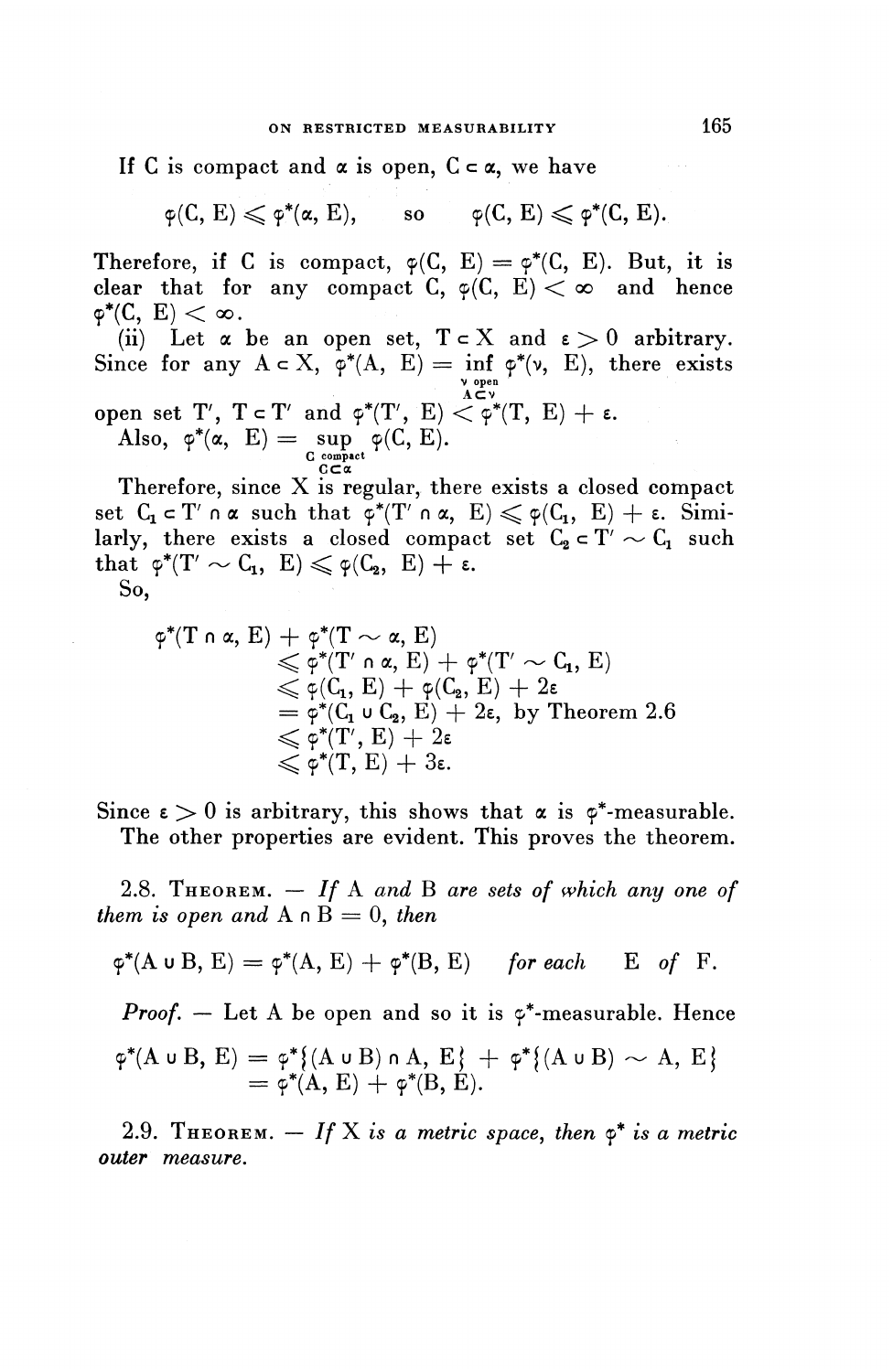If C is compact and $\alpha$ is open, $C \subset \alpha$, we have

$$\varphi(C, E) \leqslant \varphi^*(\alpha, E), \qquad \text{so} \qquad \varphi(C, E) \leqslant \varphi^*(C, E).$$

Therefore, if C is compact, $\varphi(C, E) = \varphi^*(C, E)$. But, it is clear that for any compact C, $\varphi(C, E) < \infty$ and hence $\varphi^*(C, E) < \infty$.

(ii) Let $\alpha$ be an open set, $T \subset X$ and $\varepsilon > 0$ arbitrary. Since for any $A \subset X$, $\varphi^*(A, E) = \inf\limits_{\substack{\nu \text{ open} \\ A \subset \nu}} \varphi^*(\nu, E)$, there exists open set $T'$, $T \subset T'$ and $\varphi^*(T', E) < \varphi^*(T, E) + \varepsilon$.

Also, $\varphi^*(\alpha, E) = \sup\limits_{\substack{C \text{ compact} \\ C \subset \alpha}} \varphi(C, E)$.

Therefore, since X is regular, there exists a closed compact set $C_1 \subset T' \cap \alpha$ such that $\varphi^*(T' \cap \alpha, E) \leqslant \varphi(C_1, E) + \varepsilon$. Similarly, there exists a closed compact set $C_2 \subset T' \sim C_1$ such that $\varphi^*(T' \sim C_1, E) \leqslant \varphi(C_2, E) + \varepsilon$.

So,

$$\begin{aligned}
\varphi^*(T \cap \alpha, E) &+ \varphi^*(T \sim \alpha, E) \\
&\leqslant \varphi^*(T' \cap \alpha, E) + \varphi^*(T' \sim C_1, E) \\
&\leqslant \varphi(C_1, E) + \varphi(C_2, E) + 2\varepsilon \\
&= \varphi^*(C_1 \cup C_2, E) + 2\varepsilon, \text{ by Theorem 2.6} \\
&\leqslant \varphi^*(T', E) + 2\varepsilon \\
&\leqslant \varphi^*(T, E) + 3\varepsilon.
\end{aligned}$$

Since $\varepsilon > 0$ is arbitrary, this shows that $\alpha$ is $\varphi^*$-measurable.

The other properties are evident. This proves the theorem.

2.8. Theorem. — *If* A *and* B *are sets of which any one of them is open and* $A \cap B = 0$, *then*

$$\varphi^*(A \cup B, E) = \varphi^*(A, E) + \varphi^*(B, E) \qquad \textit{for each} \quad E \ \textit{of} \ F.$$

*Proof.* — Let A be open and so it is $\varphi^*$-measurable. Hence

$$\begin{aligned}
\varphi^*(A \cup B, E) &= \varphi^*\{(A \cup B) \cap A, E\} + \varphi^*\{(A \cup B) \sim A, E\} \\
&= \varphi^*(A, E) + \varphi^*(B, E).
\end{aligned}$$

2.9. Theorem. — *If* X *is a metric space, then* $\varphi^*$ *is a metric outer measure.*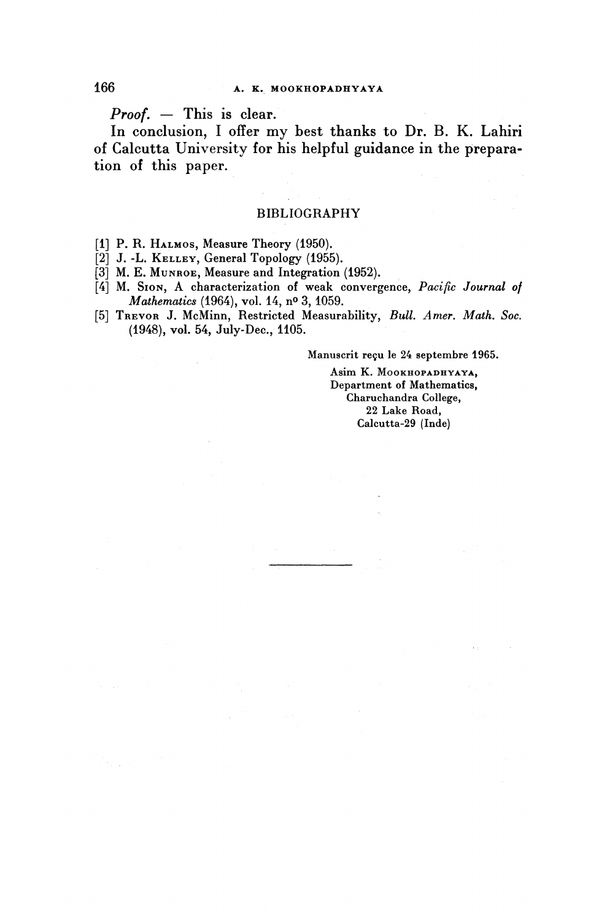*Proof.* — This is clear.

In conclusion, I offer my best thanks to Dr. B. K. Lahiri of Calcutta University for his helpful guidance in the preparation of this paper.

## BIBLIOGRAPHY

[1] P. R. Halmos, Measure Theory (1950).

[2] J. -L. Kelley, General Topology (1955).

[3] M. E. Munroe, Measure and Integration (1952).

[4] M. Sion, A characterization of weak convergence, *Pacific Journal of Mathematics* (1964), vol. 14, nº 3, 1059.

[5] Trevor J. McMinn, Restricted Measurability, *Bull. Amer. Math. Soc.* (1948), vol. 54, July-Dec., 1105.

Manuscrit reçu le 24 septembre 1965.

Asim K. Mookhopadhyaya,
Department of Mathematics,
Charuchandra College,
22 Lake Road,
Calcutta-29 (Inde)